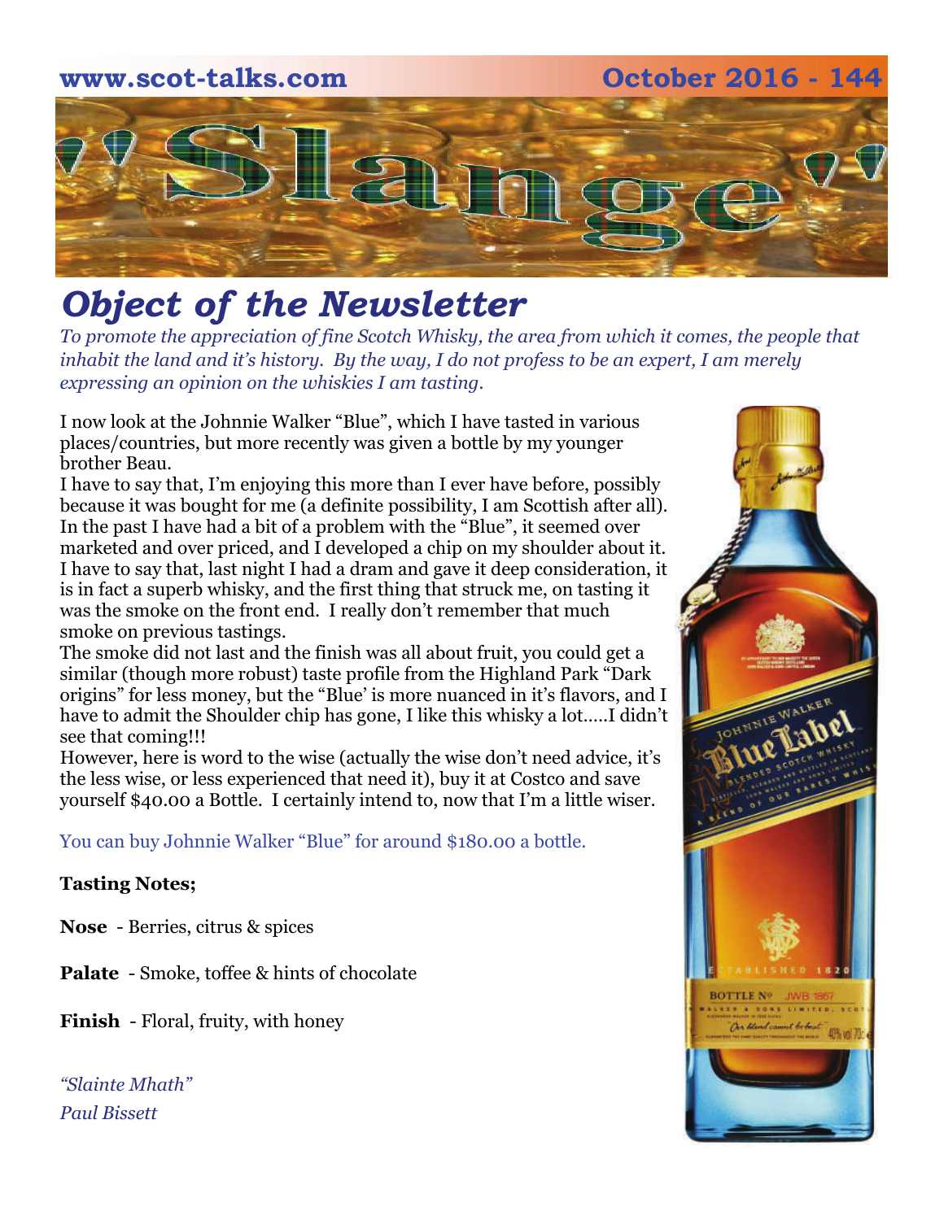# "Slange"

## *Object of the Newsletter*

*To promote the appreciation of fine Scotch Whisky, the area from which it comes, the people that inhabit the land and it's history. By the way, I do not profess to be an expert, I am merely expressing an opinion on the whiskies I am tasting.*

I now look at the Johnnie Walker "Blue", which I have tasted in various places/countries, but more recently was given a bottle by my younger brother Beau.

I have to say that, I'm enjoying this more than I ever have before, possibly because it was bought for me (a definite possibility, I am Scottish after all). In the past I have had a bit of a problem with the "Blue", it seemed over marketed and over priced, and I developed a chip on my shoulder about it. I have to say that, last night I had a dram and gave it deep consideration, it is in fact a superb whisky, and the first thing that struck me, on tasting it was the smoke on the front end. I really don't remember that much smoke on previous tastings.

The smoke did not last and the finish was all about fruit, you could get a similar (though more robust) taste profile from the Highland Park "Dark origins" for less money, but the "Blue' is more nuanced in it's flavors, and I have to admit the Shoulder chip has gone, I like this whisky a lot.....I didn't see that coming!!!

However, here is word to the wise (actually the wise don't need advice, it's the less wise, or less experienced that need it), buy it at Costco and save yourself $40.00 a Bottle. I certainly intend to, now that I'm a little wiser.

You can buy Johnnie Walker "Blue" for around $180.00 a bottle.

**Tasting Notes;**

**Nose** - Berries, citrus & spices

**Palate** - Smoke, toffee & hints of chocolate

**Finish** - Floral, fruity, with honey

*"Slainte Mhath"*
*Paul Bissett*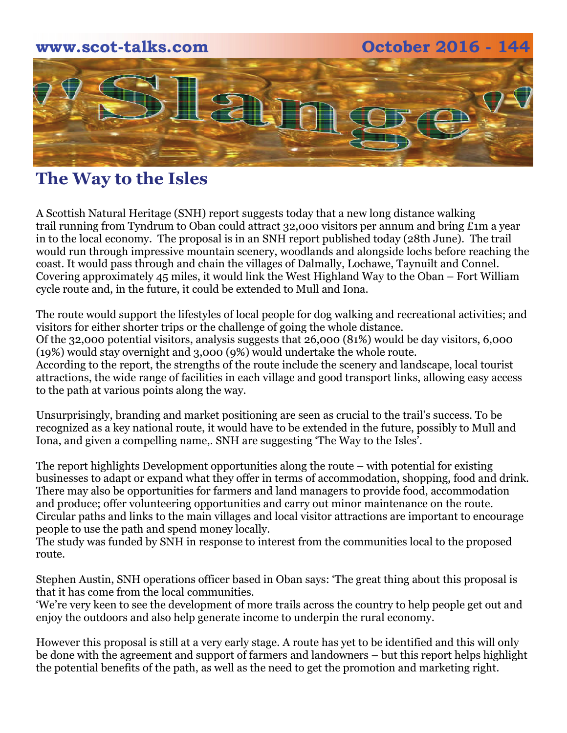## The Way to the Isles

A Scottish Natural Heritage (SNH) report suggests today that a new long distance walking trail running from Tyndrum to Oban could attract 32,000 visitors per annum and bring £1m a year in to the local economy. The proposal is in an SNH report published today (28th June). The trail would run through impressive mountain scenery, woodlands and alongside lochs before reaching the coast. It would pass through and chain the villages of Dalmally, Lochawe, Taynuilt and Connel. Covering approximately 45 miles, it would link the West Highland Way to the Oban – Fort William cycle route and, in the future, it could be extended to Mull and Iona.

The route would support the lifestyles of local people for dog walking and recreational activities; and visitors for either shorter trips or the challenge of going the whole distance.
Of the 32,000 potential visitors, analysis suggests that 26,000 (81%) would be day visitors, 6,000 (19%) would stay overnight and 3,000 (9%) would undertake the whole route.
According to the report, the strengths of the route include the scenery and landscape, local tourist attractions, the wide range of facilities in each village and good transport links, allowing easy access to the path at various points along the way.

Unsurprisingly, branding and market positioning are seen as crucial to the trail's success. To be recognized as a key national route, it would have to be extended in the future, possibly to Mull and Iona, and given a compelling name,. SNH are suggesting 'The Way to the Isles'.

The report highlights Development opportunities along the route – with potential for existing businesses to adapt or expand what they offer in terms of accommodation, shopping, food and drink. There may also be opportunities for farmers and land managers to provide food, accommodation and produce; offer volunteering opportunities and carry out minor maintenance on the route. Circular paths and links to the main villages and local visitor attractions are important to encourage people to use the path and spend money locally.
The study was funded by SNH in response to interest from the communities local to the proposed route.

Stephen Austin, SNH operations officer based in Oban says: 'The great thing about this proposal is that it has come from the local communities.
'We're very keen to see the development of more trails across the country to help people get out and enjoy the outdoors and also help generate income to underpin the rural economy.

However this proposal is still at a very early stage. A route has yet to be identified and this will only be done with the agreement and support of farmers and landowners – but this report helps highlight the potential benefits of the path, as well as the need to get the promotion and marketing right.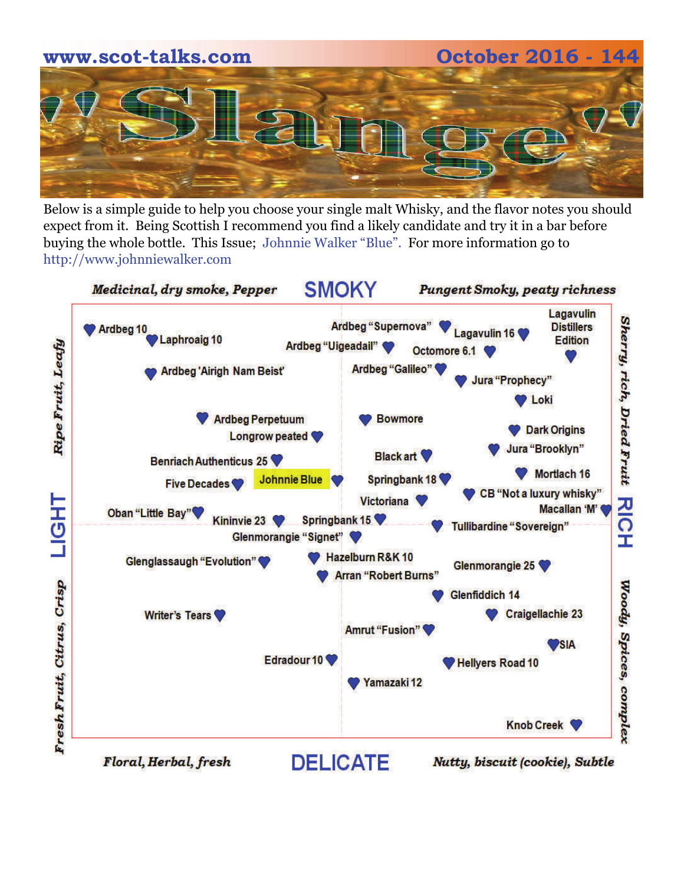# 'Slange'

Below is a simple guide to help you choose your single malt Whisky, and the flavor notes you should expect from it. Being Scottish I recommend you find a likely candidate and try it in a bar before buying the whole bottle. This Issue; Johnnie Walker "Blue". For more information go to http://www.johnniewalker.com

*Medicinal, dry smoke, Pepper* — **SMOKY** — *Pungent Smoky, peaty richness*

*Ripe Fruit, Leafy* — **LIGHT** — *Fresh Fruit, Citrus, Crisp*

*Sherry, rich, Dried Fruit* — **RICH** — *Woody, Spices, complex*

*Floral, Herbal, fresh* — **DELICATE** — *Nutty, biscuit (cookie), Subtle*

Ardbeg 10

Laphroaig 10

Ardbeg 'Airigh Nam Beist'

Ardbeg "Supernova"

Ardbeg "Uigeadail"

Lagavulin 16

Lagavulin Distillers Edition

Octomore 6.1

Ardbeg "Galileo"

Jura "Prophecy"

Loki

Ardbeg Perpetuum

Longrow peated

Bowmore

Dark Origins

Jura "Brooklyn"

Black art

Benriach Authenticus 25

Mortlach 16

Five Decades

**Johnnie Blue**

Springbank 18

CB "Not a luxury whisky"

Victoriana

Macallan 'M'

Oban "Little Bay"

Kininvie 23

Springbank 15

Tullibardine "Sovereign"

Glenmorangie "Signet"

Glenglassaugh "Evolution"

Hazelburn R&K 10

Arran "Robert Burns"

Glenmorangie 25

Glenfiddich 14

Writer's Tears

Craigellachie 23

Amrut "Fusion"

SIA

Edradour 10

Hellyers Road 10

Yamazaki 12

Knob Creek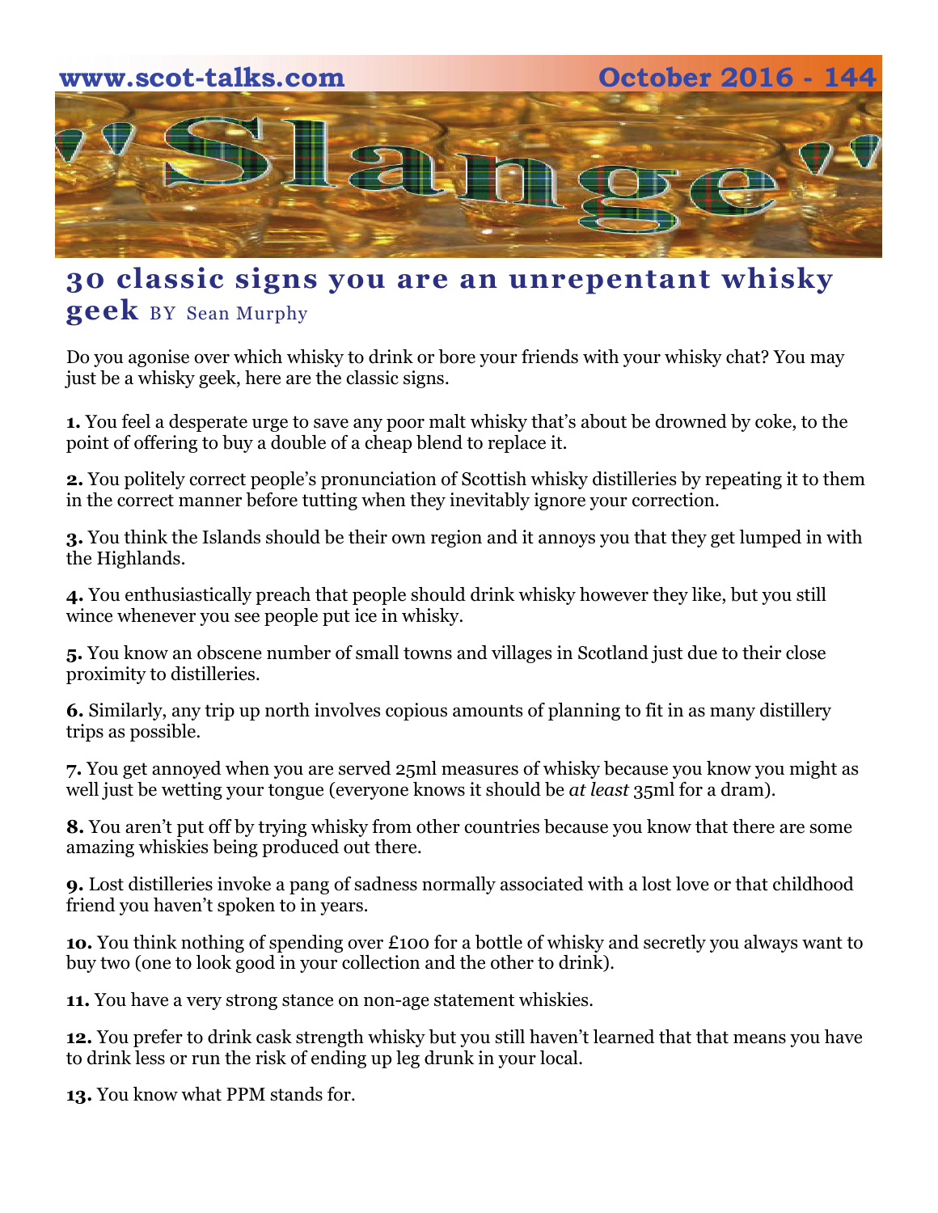# 30 classic signs you are an unrepentant whisky geek

BY Sean Murphy

Do you agonise over which whisky to drink or bore your friends with your whisky chat? You may just be a whisky geek, here are the classic signs.

**1.** You feel a desperate urge to save any poor malt whisky that's about be drowned by coke, to the point of offering to buy a double of a cheap blend to replace it.

**2.** You politely correct people's pronunciation of Scottish whisky distilleries by repeating it to them in the correct manner before tutting when they inevitably ignore your correction.

**3.** You think the Islands should be their own region and it annoys you that they get lumped in with the Highlands.

**4.** You enthusiastically preach that people should drink whisky however they like, but you still wince whenever you see people put ice in whisky.

**5.** You know an obscene number of small towns and villages in Scotland just due to their close proximity to distilleries.

**6.** Similarly, any trip up north involves copious amounts of planning to fit in as many distillery trips as possible.

**7.** You get annoyed when you are served 25ml measures of whisky because you know you might as well just be wetting your tongue (everyone knows it should be *at least* 35ml for a dram).

**8.** You aren't put off by trying whisky from other countries because you know that there are some amazing whiskies being produced out there.

**9.** Lost distilleries invoke a pang of sadness normally associated with a lost love or that childhood friend you haven't spoken to in years.

**10.** You think nothing of spending over £100 for a bottle of whisky and secretly you always want to buy two (one to look good in your collection and the other to drink).

**11.** You have a very strong stance on non-age statement whiskies.

**12.** You prefer to drink cask strength whisky but you still haven't learned that that means you have to drink less or run the risk of ending up leg drunk in your local.

**13.** You know what PPM stands for.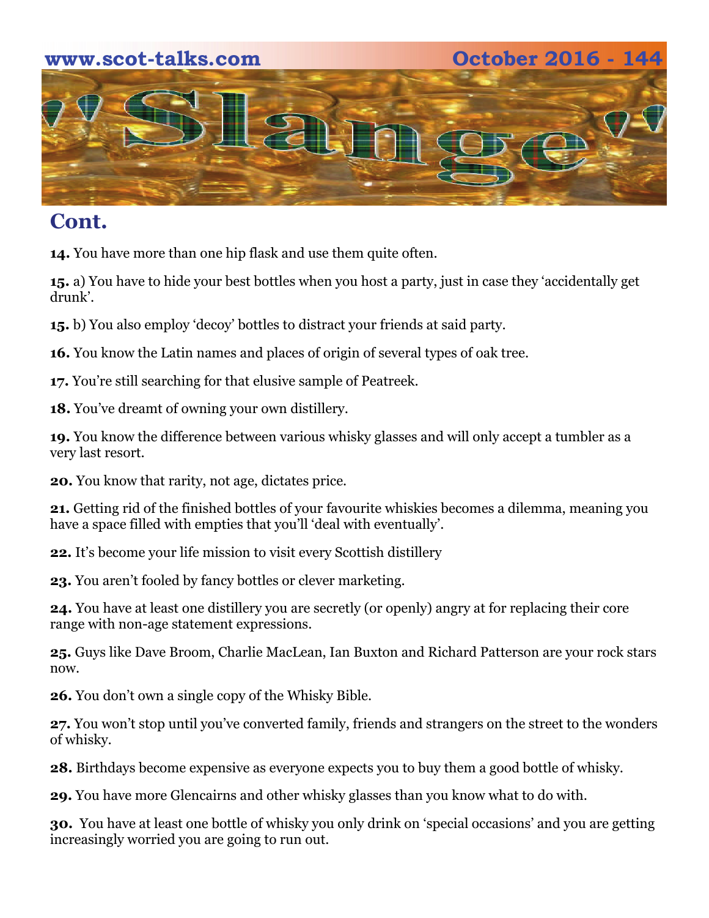# "Slange"

## Cont.

**14.** You have more than one hip flask and use them quite often.

**15.** a) You have to hide your best bottles when you host a party, just in case they 'accidentally get drunk'.

**15.** b) You also employ 'decoy' bottles to distract your friends at said party.

**16.** You know the Latin names and places of origin of several types of oak tree.

**17.** You're still searching for that elusive sample of Peatreek.

**18.** You've dreamt of owning your own distillery.

**19.** You know the difference between various whisky glasses and will only accept a tumbler as a very last resort.

**20.** You know that rarity, not age, dictates price.

**21.** Getting rid of the finished bottles of your favourite whiskies becomes a dilemma, meaning you have a space filled with empties that you'll 'deal with eventually'.

**22.** It's become your life mission to visit every Scottish distillery

**23.** You aren't fooled by fancy bottles or clever marketing.

**24.** You have at least one distillery you are secretly (or openly) angry at for replacing their core range with non-age statement expressions.

**25.** Guys like Dave Broom, Charlie MacLean, Ian Buxton and Richard Patterson are your rock stars now.

**26.** You don't own a single copy of the Whisky Bible.

**27.** You won't stop until you've converted family, friends and strangers on the street to the wonders of whisky.

**28.** Birthdays become expensive as everyone expects you to buy them a good bottle of whisky.

**29.** You have more Glencairns and other whisky glasses than you know what to do with.

**30.** You have at least one bottle of whisky you only drink on 'special occasions' and you are getting increasingly worried you are going to run out.